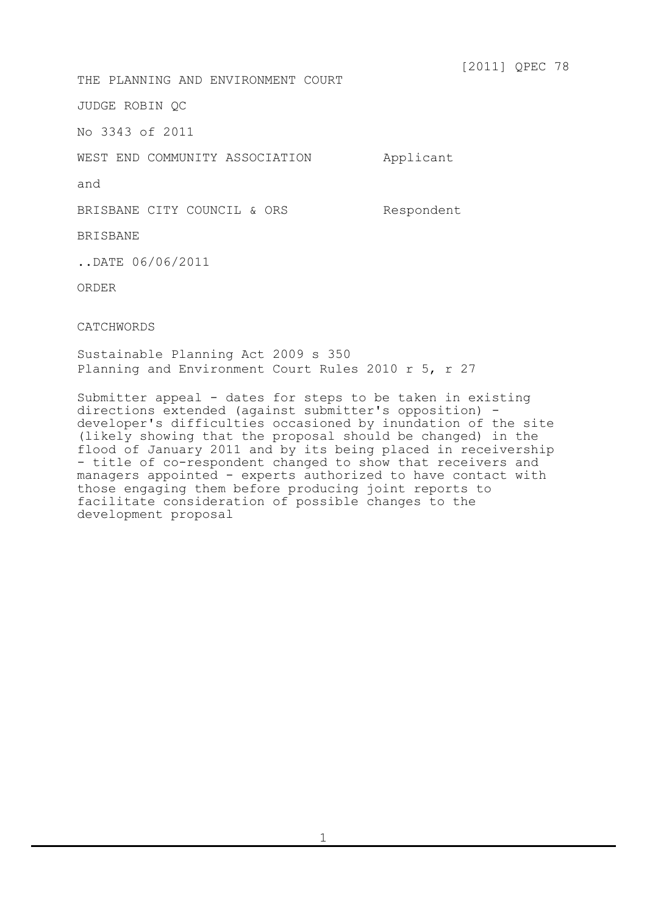[2011] QPEC 78

THE PLANNING AND ENVIRONMENT COURT

JUDGE ROBIN QC

No 3343 of 2011

| | |
|---|---|
| WEST END COMMUNITY ASSOCIATION | Applicant |
| and | |
| BRISBANE CITY COUNCIL & ORS | Respondent |

BRISBANE

..DATE 06/06/2011

ORDER

CATCHWORDS

Sustainable Planning Act 2009 s 350
Planning and Environment Court Rules 2010 r 5, r 27

Submitter appeal - dates for steps to be taken in existing directions extended (against submitter's opposition) - developer's difficulties occasioned by inundation of the site (likely showing that the proposal should be changed) in the flood of January 2011 and by its being placed in receivership - title of co-respondent changed to show that receivers and managers appointed - experts authorized to have contact with those engaging them before producing joint reports to facilitate consideration of possible changes to the development proposal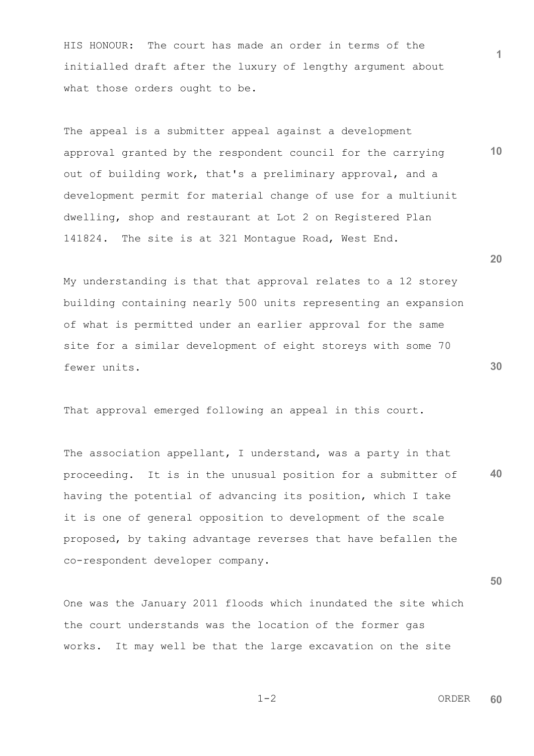HIS HONOUR: The court has made an order in terms of the initialled draft after the luxury of lengthy argument about what those orders ought to be.

The appeal is a submitter appeal against a development approval granted by the respondent council for the carrying out of building work, that's a preliminary approval, and a development permit for material change of use for a multiunit dwelling, shop and restaurant at Lot 2 on Registered Plan 141824. The site is at 321 Montague Road, West End.

My understanding is that that approval relates to a 12 storey building containing nearly 500 units representing an expansion of what is permitted under an earlier approval for the same site for a similar development of eight storeys with some 70 fewer units.

That approval emerged following an appeal in this court.

The association appellant, I understand, was a party in that proceeding. It is in the unusual position for a submitter of having the potential of advancing its position, which I take it is one of general opposition to development of the scale proposed, by taking advantage reverses that have befallen the co-respondent developer company.

One was the January 2011 floods which inundated the site which the court understands was the location of the former gas works. It may well be that the large excavation on the site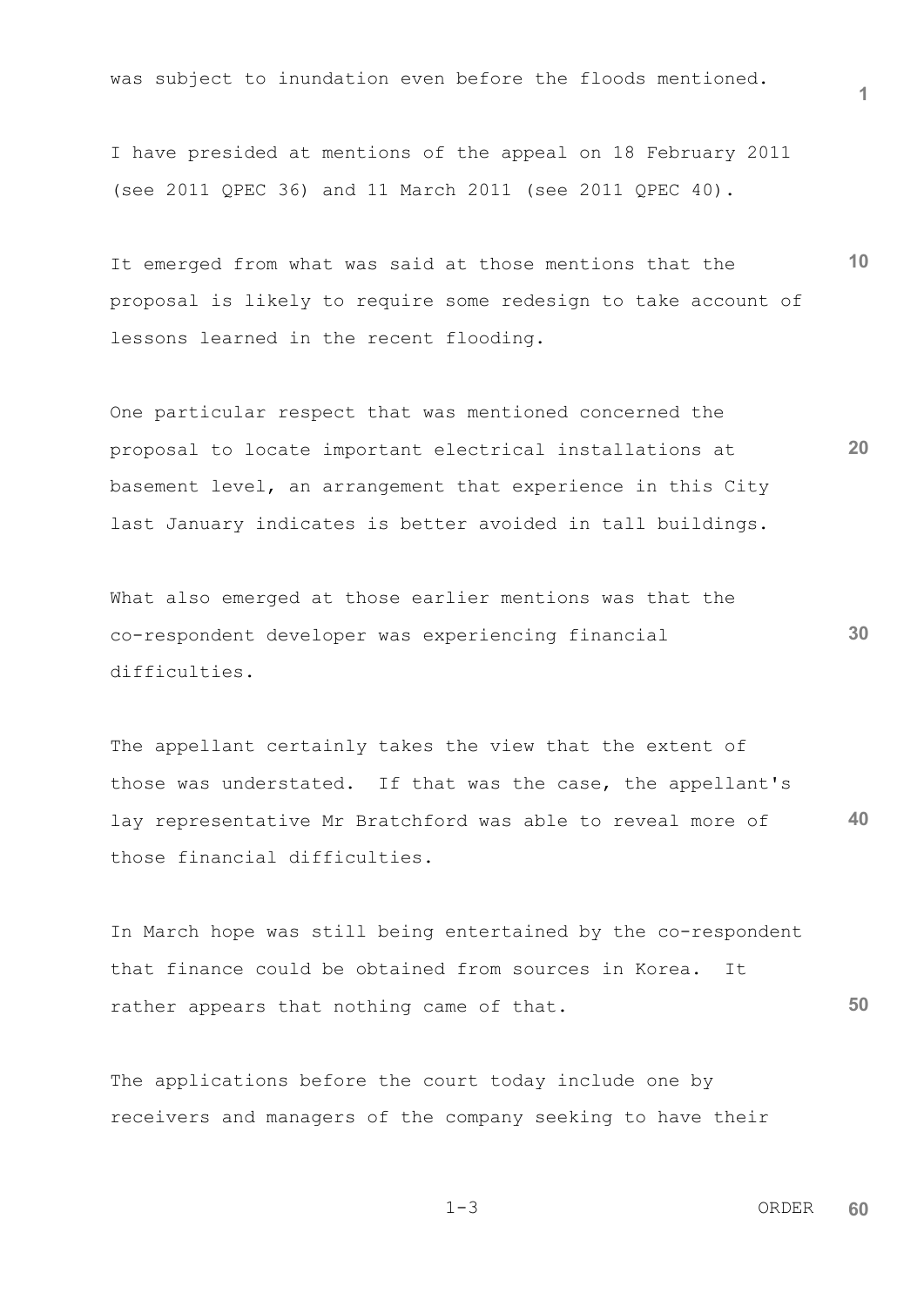was subject to inundation even before the floods mentioned.

I have presided at mentions of the appeal on 18 February 2011 (see 2011 QPEC 36) and 11 March 2011 (see 2011 QPEC 40).

It emerged from what was said at those mentions that the proposal is likely to require some redesign to take account of lessons learned in the recent flooding.

One particular respect that was mentioned concerned the proposal to locate important electrical installations at basement level, an arrangement that experience in this City last January indicates is better avoided in tall buildings.

What also emerged at those earlier mentions was that the co-respondent developer was experiencing financial difficulties.

The appellant certainly takes the view that the extent of those was understated. If that was the case, the appellant's lay representative Mr Bratchford was able to reveal more of those financial difficulties.

In March hope was still being entertained by the co-respondent that finance could be obtained from sources in Korea. It rather appears that nothing came of that.

The applications before the court today include one by receivers and managers of the company seeking to have their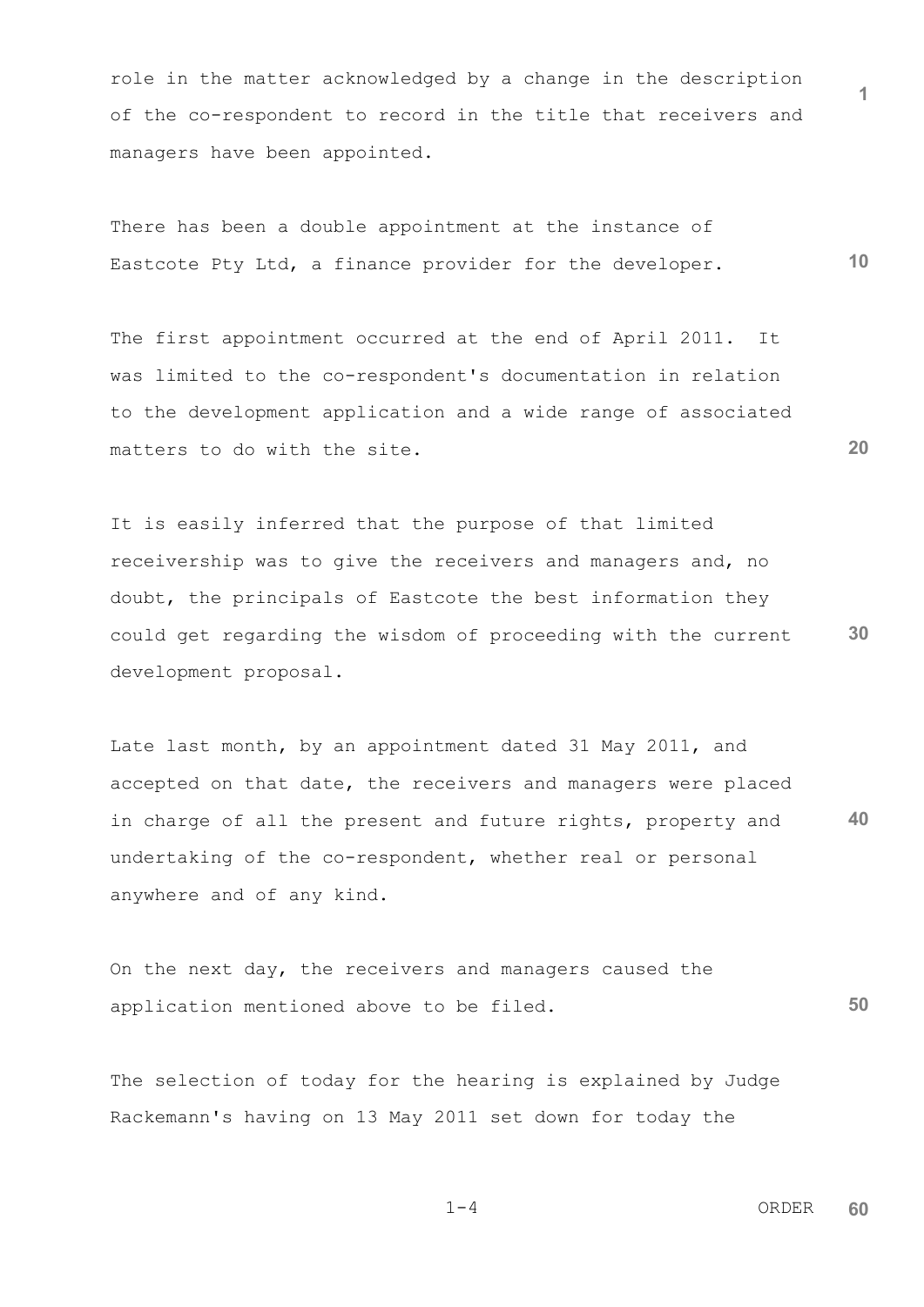role in the matter acknowledged by a change in the description of the co-respondent to record in the title that receivers and managers have been appointed.

There has been a double appointment at the instance of Eastcote Pty Ltd, a finance provider for the developer.

The first appointment occurred at the end of April 2011. It was limited to the co-respondent's documentation in relation to the development application and a wide range of associated matters to do with the site.

It is easily inferred that the purpose of that limited receivership was to give the receivers and managers and, no doubt, the principals of Eastcote the best information they could get regarding the wisdom of proceeding with the current development proposal.

Late last month, by an appointment dated 31 May 2011, and accepted on that date, the receivers and managers were placed in charge of all the present and future rights, property and undertaking of the co-respondent, whether real or personal anywhere and of any kind.

On the next day, the receivers and managers caused the application mentioned above to be filed.

The selection of today for the hearing is explained by Judge Rackemann's having on 13 May 2011 set down for today the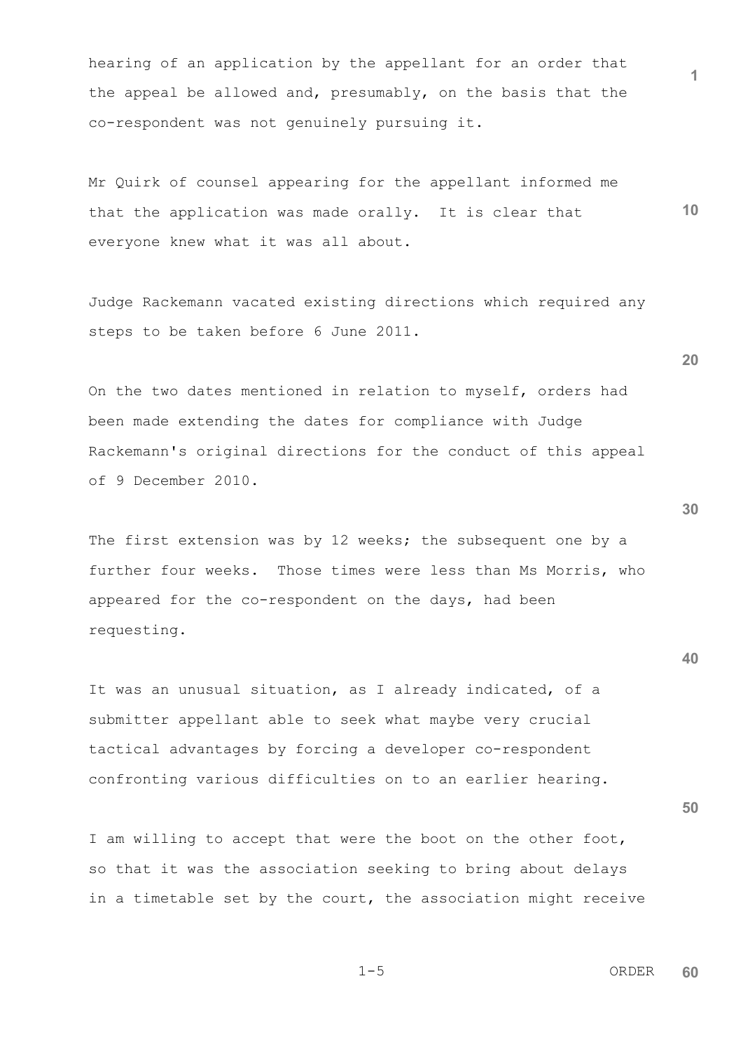hearing of an application by the appellant for an order that the appeal be allowed and, presumably, on the basis that the co-respondent was not genuinely pursuing it.

Mr Quirk of counsel appearing for the appellant informed me that the application was made orally. It is clear that everyone knew what it was all about.

Judge Rackemann vacated existing directions which required any steps to be taken before 6 June 2011.

On the two dates mentioned in relation to myself, orders had been made extending the dates for compliance with Judge Rackemann's original directions for the conduct of this appeal of 9 December 2010.

The first extension was by 12 weeks; the subsequent one by a further four weeks. Those times were less than Ms Morris, who appeared for the co-respondent on the days, had been requesting.

It was an unusual situation, as I already indicated, of a submitter appellant able to seek what maybe very crucial tactical advantages by forcing a developer co-respondent confronting various difficulties on to an earlier hearing.

I am willing to accept that were the boot on the other foot, so that it was the association seeking to bring about delays in a timetable set by the court, the association might receive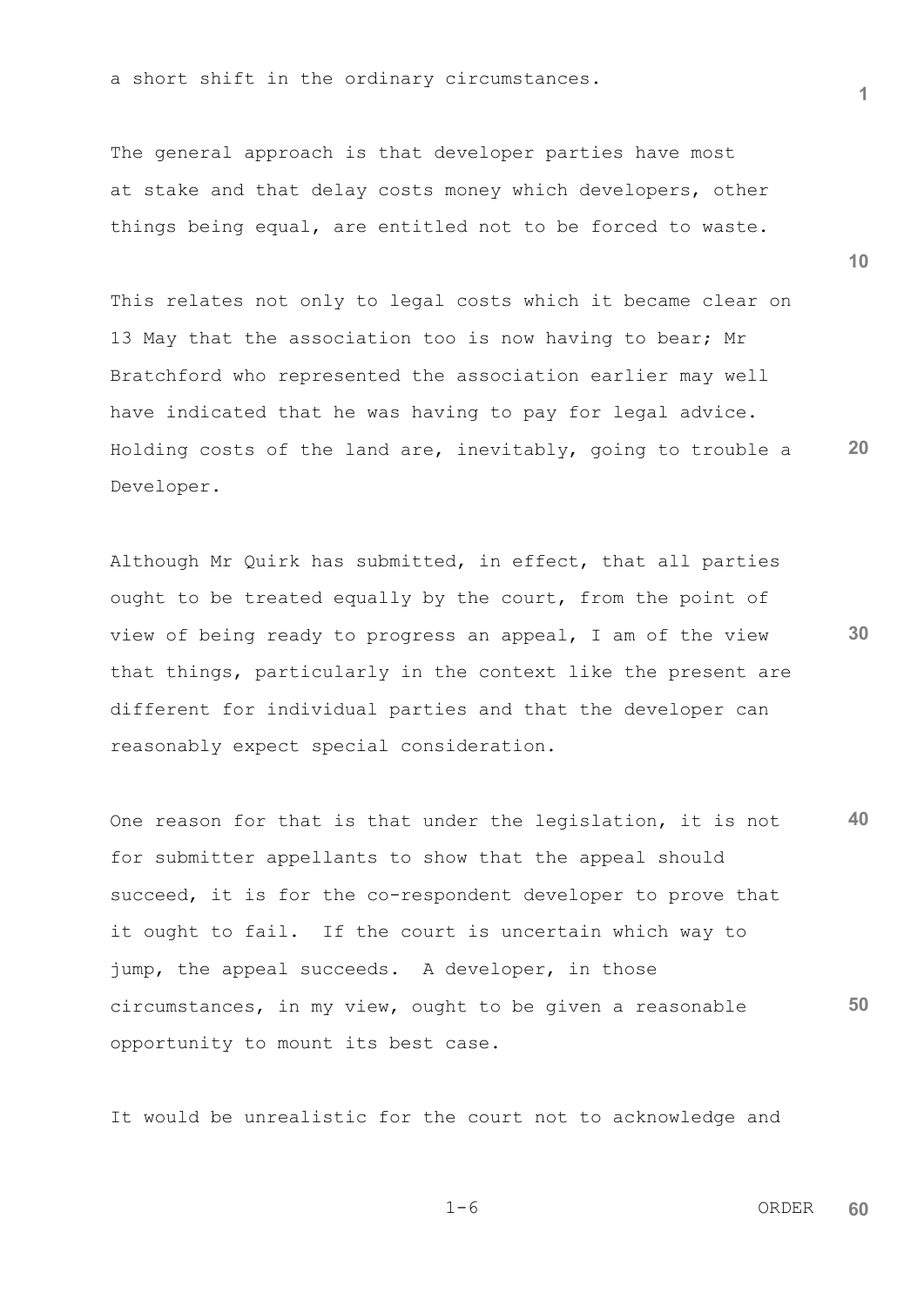a short shift in the ordinary circumstances.

The general approach is that developer parties have most at stake and that delay costs money which developers, other things being equal, are entitled not to be forced to waste.

This relates not only to legal costs which it became clear on 13 May that the association too is now having to bear; Mr Bratchford who represented the association earlier may well have indicated that he was having to pay for legal advice. Holding costs of the land are, inevitably, going to trouble a Developer.

Although Mr Quirk has submitted, in effect, that all parties ought to be treated equally by the court, from the point of view of being ready to progress an appeal, I am of the view that things, particularly in the context like the present are different for individual parties and that the developer can reasonably expect special consideration.

One reason for that is that under the legislation, it is not for submitter appellants to show that the appeal should succeed, it is for the co-respondent developer to prove that it ought to fail. If the court is uncertain which way to jump, the appeal succeeds. A developer, in those circumstances, in my view, ought to be given a reasonable opportunity to mount its best case.

It would be unrealistic for the court not to acknowledge and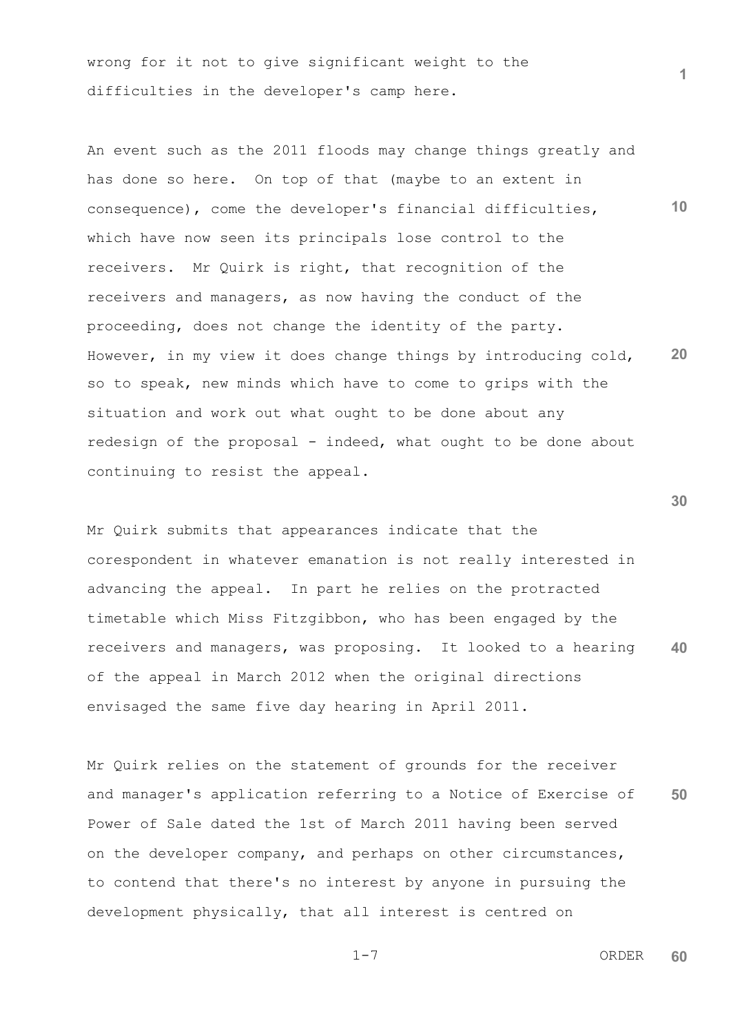wrong for it not to give significant weight to the difficulties in the developer's camp here.

An event such as the 2011 floods may change things greatly and has done so here. On top of that (maybe to an extent in consequence), come the developer's financial difficulties, which have now seen its principals lose control to the receivers. Mr Quirk is right, that recognition of the receivers and managers, as now having the conduct of the proceeding, does not change the identity of the party. However, in my view it does change things by introducing cold, so to speak, new minds which have to come to grips with the situation and work out what ought to be done about any redesign of the proposal - indeed, what ought to be done about continuing to resist the appeal.

Mr Quirk submits that appearances indicate that the corespondent in whatever emanation is not really interested in advancing the appeal. In part he relies on the protracted timetable which Miss Fitzgibbon, who has been engaged by the receivers and managers, was proposing. It looked to a hearing of the appeal in March 2012 when the original directions envisaged the same five day hearing in April 2011.

Mr Quirk relies on the statement of grounds for the receiver and manager's application referring to a Notice of Exercise of Power of Sale dated the 1st of March 2011 having been served on the developer company, and perhaps on other circumstances, to contend that there's no interest by anyone in pursuing the development physically, that all interest is centred on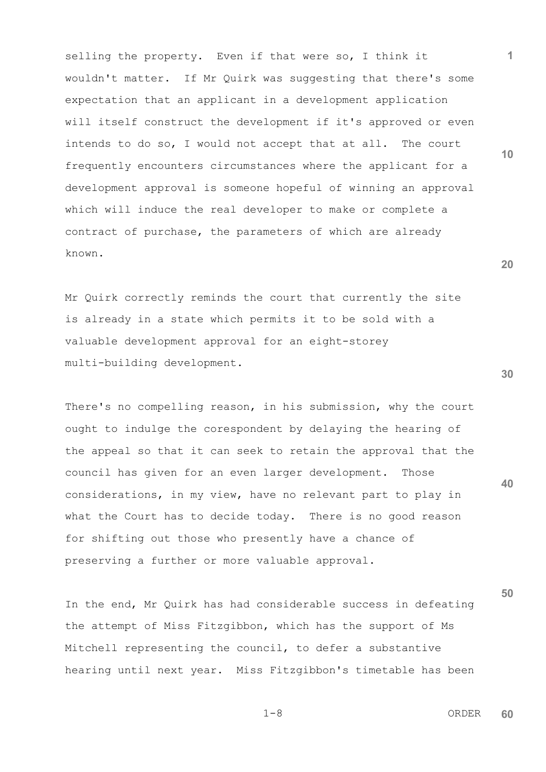selling the property. Even if that were so, I think it wouldn't matter. If Mr Quirk was suggesting that there's some expectation that an applicant in a development application will itself construct the development if it's approved or even intends to do so, I would not accept that at all. The court frequently encounters circumstances where the applicant for a development approval is someone hopeful of winning an approval which will induce the real developer to make or complete a contract of purchase, the parameters of which are already known.

Mr Quirk correctly reminds the court that currently the site is already in a state which permits it to be sold with a valuable development approval for an eight-storey multi-building development.

There's no compelling reason, in his submission, why the court ought to indulge the corespondent by delaying the hearing of the appeal so that it can seek to retain the approval that the council has given for an even larger development. Those considerations, in my view, have no relevant part to play in what the Court has to decide today. There is no good reason for shifting out those who presently have a chance of preserving a further or more valuable approval.

In the end, Mr Quirk has had considerable success in defeating the attempt of Miss Fitzgibbon, which has the support of Ms Mitchell representing the council, to defer a substantive hearing until next year. Miss Fitzgibbon's timetable has been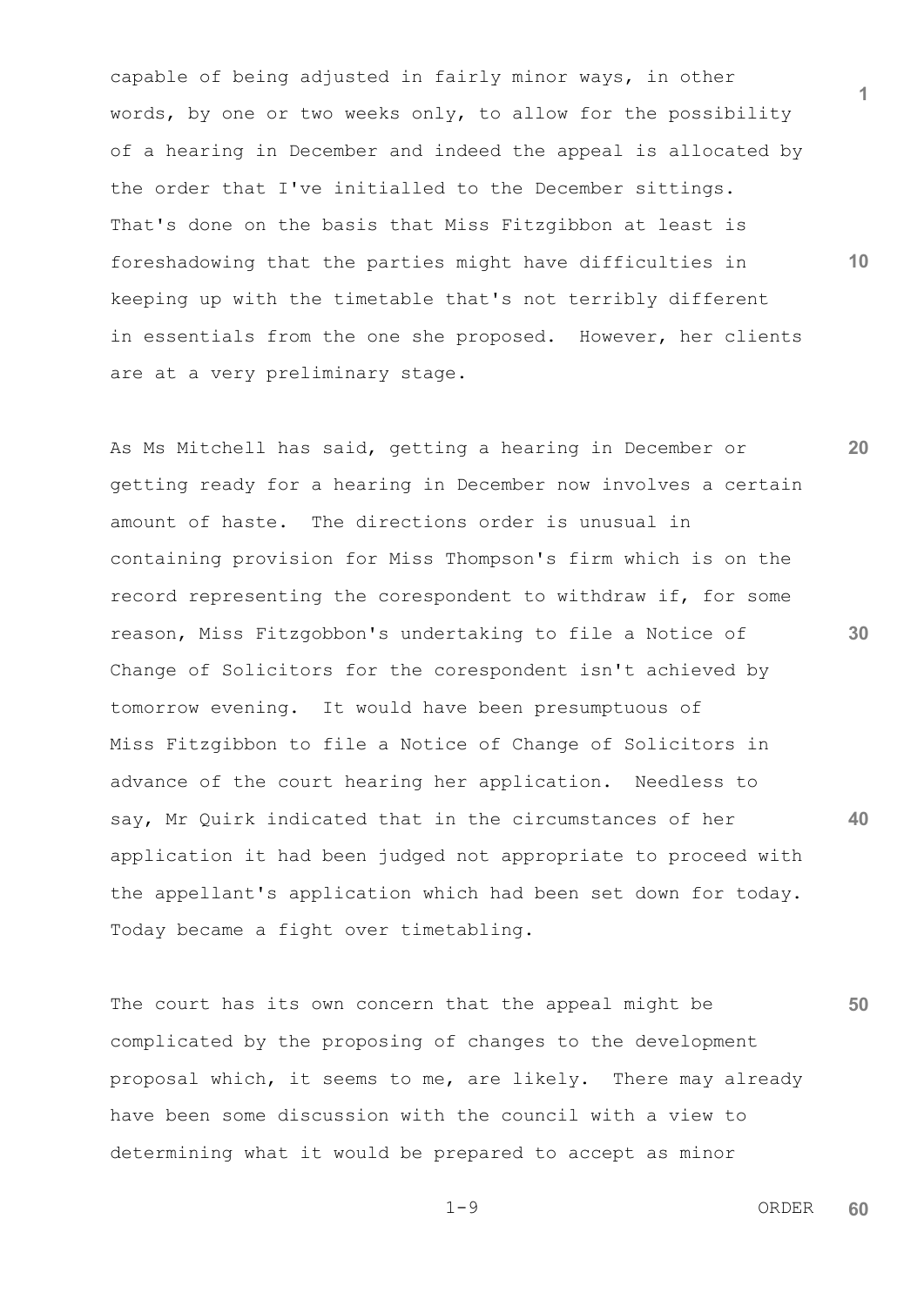capable of being adjusted in fairly minor ways, in other words, by one or two weeks only, to allow for the possibility of a hearing in December and indeed the appeal is allocated by the order that I've initialled to the December sittings. That's done on the basis that Miss Fitzgibbon at least is foreshadowing that the parties might have difficulties in keeping up with the timetable that's not terribly different in essentials from the one she proposed. However, her clients are at a very preliminary stage.

As Ms Mitchell has said, getting a hearing in December or getting ready for a hearing in December now involves a certain amount of haste. The directions order is unusual in containing provision for Miss Thompson's firm which is on the record representing the corespondent to withdraw if, for some reason, Miss Fitzgobbon's undertaking to file a Notice of Change of Solicitors for the corespondent isn't achieved by tomorrow evening. It would have been presumptuous of Miss Fitzgibbon to file a Notice of Change of Solicitors in advance of the court hearing her application. Needless to say, Mr Quirk indicated that in the circumstances of her application it had been judged not appropriate to proceed with the appellant's application which had been set down for today. Today became a fight over timetabling.

The court has its own concern that the appeal might be complicated by the proposing of changes to the development proposal which, it seems to me, are likely. There may already have been some discussion with the council with a view to determining what it would be prepared to accept as minor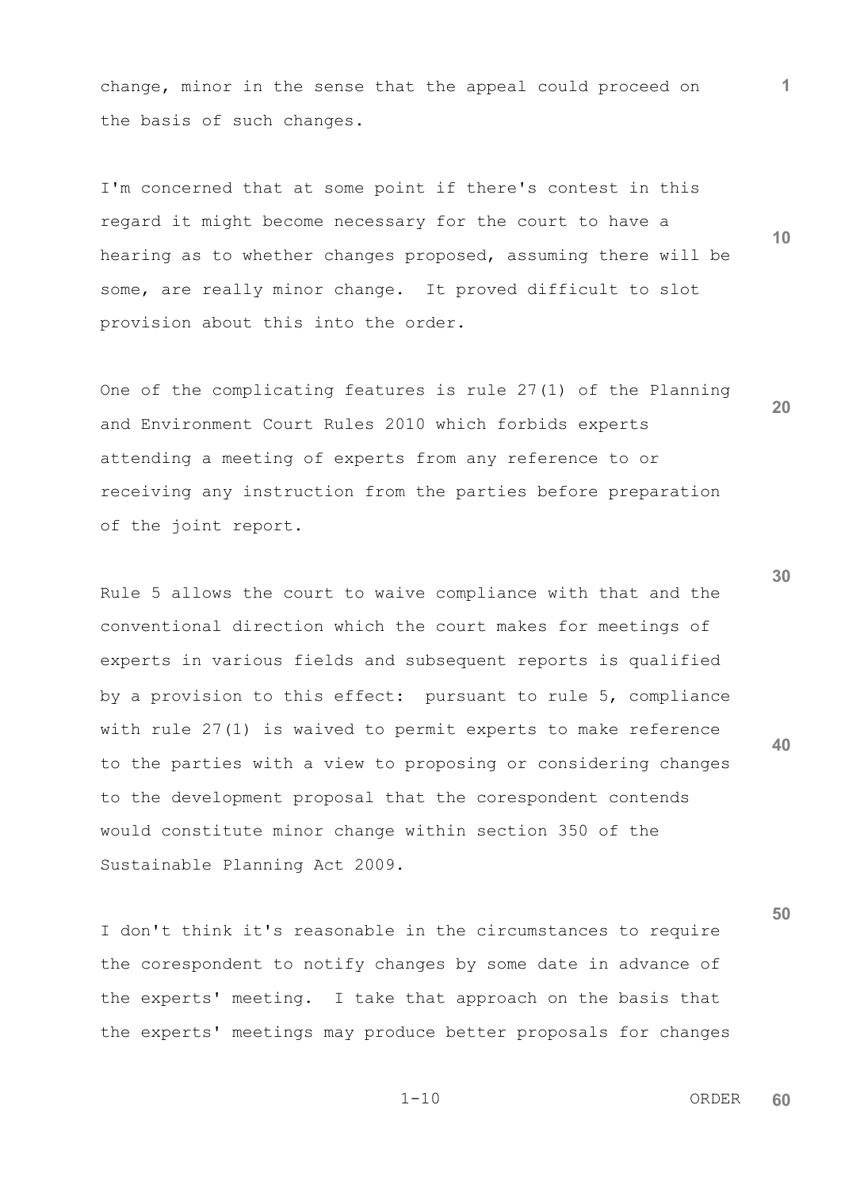change, minor in the sense that the appeal could proceed on the basis of such changes.

I'm concerned that at some point if there's contest in this regard it might become necessary for the court to have a hearing as to whether changes proposed, assuming there will be some, are really minor change. It proved difficult to slot provision about this into the order.

One of the complicating features is rule 27(1) of the Planning and Environment Court Rules 2010 which forbids experts attending a meeting of experts from any reference to or receiving any instruction from the parties before preparation of the joint report.

Rule 5 allows the court to waive compliance with that and the conventional direction which the court makes for meetings of experts in various fields and subsequent reports is qualified by a provision to this effect: pursuant to rule 5, compliance with rule 27(1) is waived to permit experts to make reference to the parties with a view to proposing or considering changes to the development proposal that the corespondent contends would constitute minor change within section 350 of the Sustainable Planning Act 2009.

I don't think it's reasonable in the circumstances to require the corespondent to notify changes by some date in advance of the experts' meeting. I take that approach on the basis that the experts' meetings may produce better proposals for changes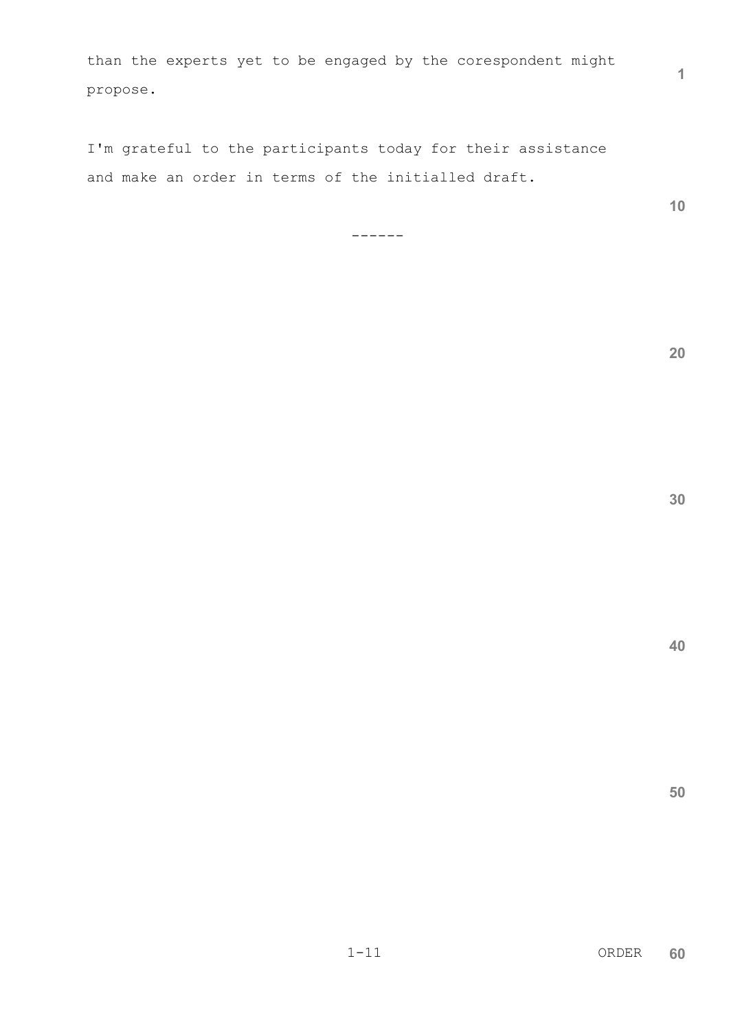than the experts yet to be engaged by the corespondent might propose.

I'm grateful to the participants today for their assistance and make an order in terms of the initialled draft.

------